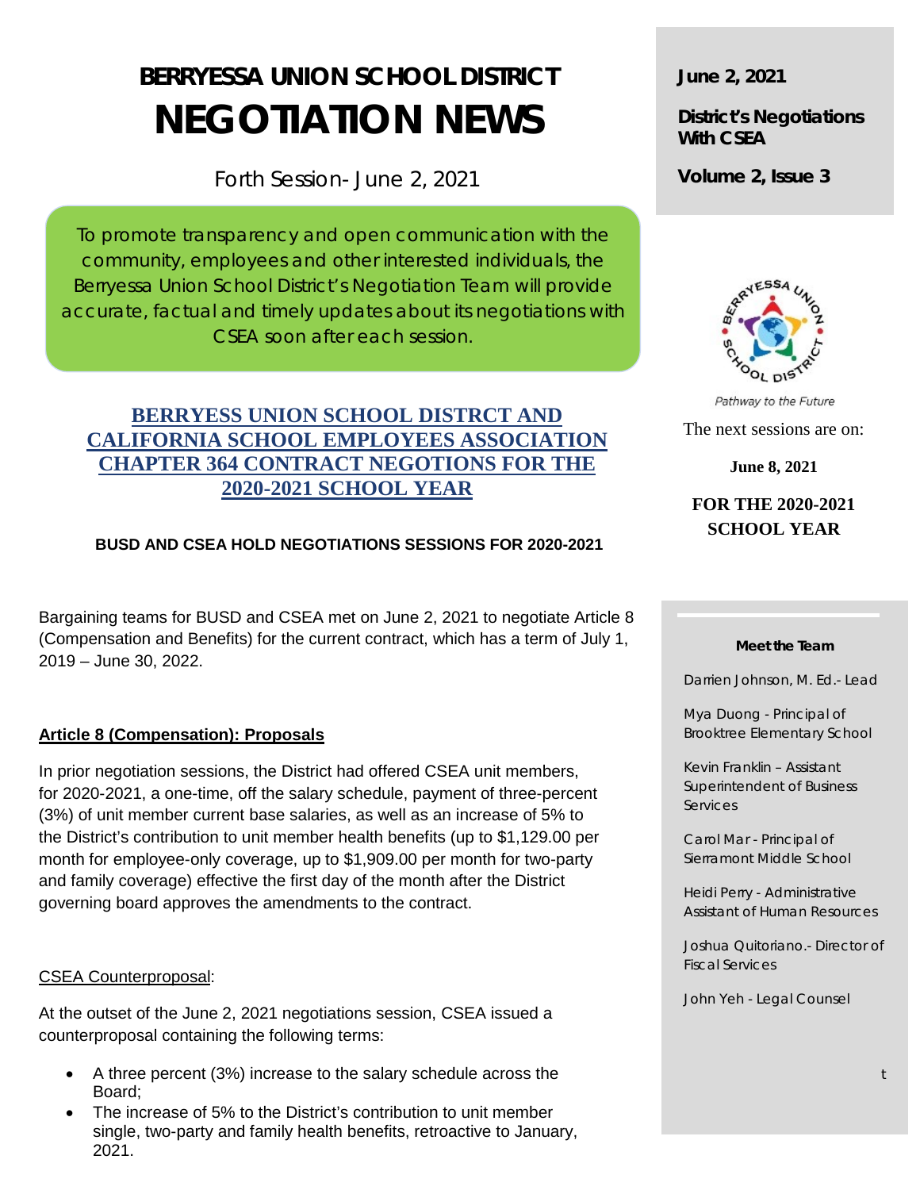# BERRYESSA UNION SCHOOL DISTRICT

# NEGOTIATION NEWS

Forth Session- June 2, 2021

To promote transparency and open communication with the community, employees and other interested individuals, the Berryessa Union School District's Negotiation Team will provide accurate, factual and timely updates about its negotiations with CSEA soon after each session.

**June 2, 2021**

**District's Negotiations With CSEA**

**Volume 2, Issue 3**

*Pathway to the Future*

The next sessions are on:

**June 8, 2021**

**FOR THE 2020-2021 SCHOOL YEAR**

## BERRYESS UNION SCHOOL DISTRCT AND CALIFORNIA SCHOOL EMPLOYEES ASSOCIATION CHAPTER 364 CONTRACT NEGOTIONS FOR THE 2020-2021 SCHOOL YEAR

**BUSD AND CSEA HOLD NEGOTIATIONS SESSIONS FOR 2020-2021**

Bargaining teams for BUSD and CSEA met on June 2, 2021 to negotiate Article 8 (Compensation and Benefits) for the current contract, which has a term of July 1, 2019 – June 30, 2022.

**Article 8 (Compensation): Proposals**

In prior negotiation sessions, the District had offered CSEA unit members, for 2020-2021, a one-time, off the salary schedule, payment of three-percent (3%) of unit member current base salaries, as well as an increase of 5% to the District's contribution to unit member health benefits (up to $1,129.00 per month for employee-only coverage, up to $1,909.00 per month for two-party and family coverage) effective the first day of the month after the District governing board approves the amendments to the contract.

CSEA Counterproposal:

At the outset of the June 2, 2021 negotiations session, CSEA issued a counterproposal containing the following terms:

- A three percent (3%) increase to the salary schedule across the Board;
- The increase of 5% to the District's contribution to unit member single, two-party and family health benefits, retroactive to January, 2021.

**Meet the Team**

Darrien Johnson, M. Ed.- Lead

Mya Duong - Principal of Brooktree Elementary School

Kevin Franklin – Assistant Superintendent of Business Services

Carol Mar - Principal of Sierramont Middle School

Heidi Perry - Administrative Assistant of Human Resources

Joshua Quitoriano.- Director of Fiscal Services

John Yeh - Legal Counsel

t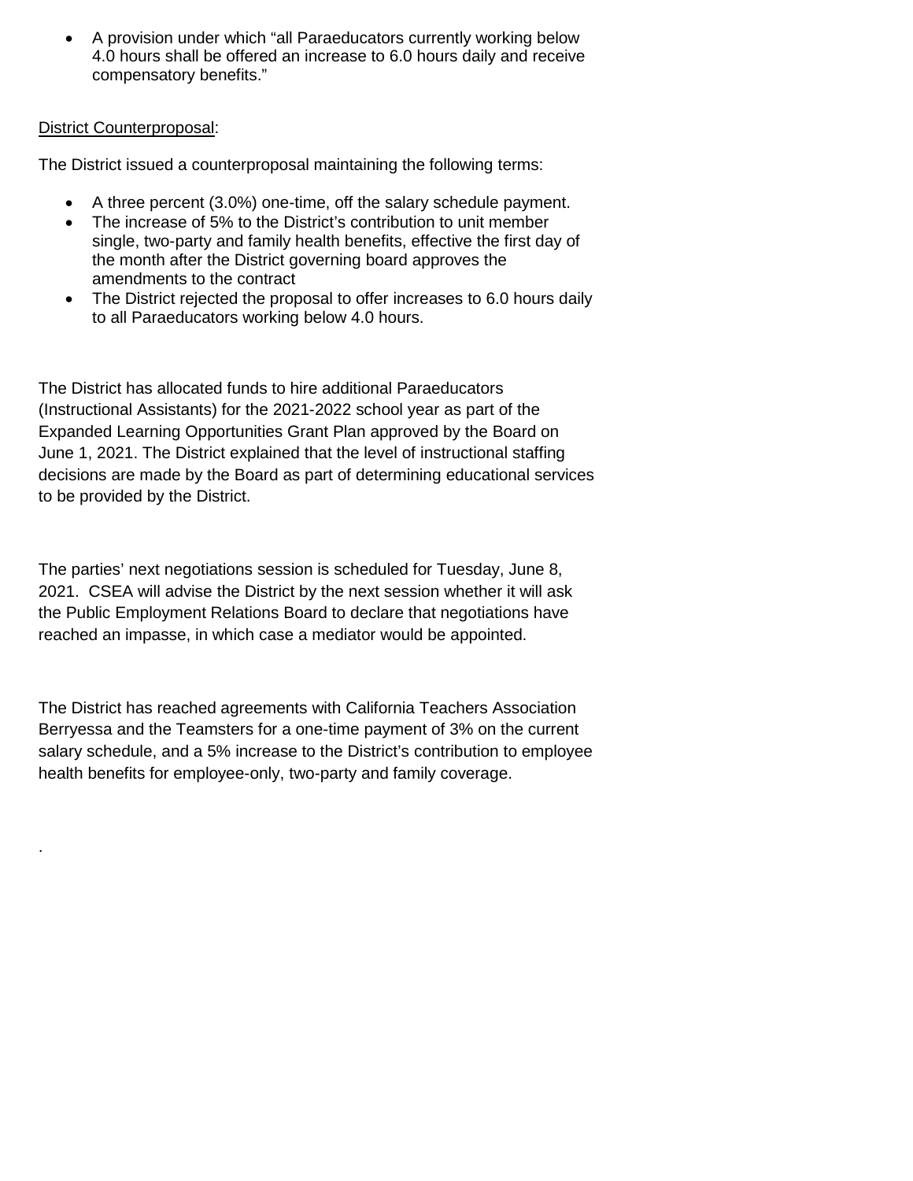- A provision under which “all Paraeducators currently working below 4.0 hours shall be offered an increase to 6.0 hours daily and receive compensatory benefits.”

<u>District Counterproposal</u>:

The District issued a counterproposal maintaining the following terms:

- A three percent (3.0%) one-time, off the salary schedule payment.
- The increase of 5% to the District’s contribution to unit member single, two-party and family health benefits, effective the first day of the month after the District governing board approves the amendments to the contract
- The District rejected the proposal to offer increases to 6.0 hours daily to all Paraeducators working below 4.0 hours.

The District has allocated funds to hire additional Paraeducators (Instructional Assistants) for the 2021-2022 school year as part of the Expanded Learning Opportunities Grant Plan approved by the Board on June 1, 2021. The District explained that the level of instructional staffing decisions are made by the Board as part of determining educational services to be provided by the District.

The parties’ next negotiations session is scheduled for Tuesday, June 8, 2021. CSEA will advise the District by the next session whether it will ask the Public Employment Relations Board to declare that negotiations have reached an impasse, in which case a mediator would be appointed.

The District has reached agreements with California Teachers Association Berryessa and the Teamsters for a one-time payment of 3% on the current salary schedule, and a 5% increase to the District’s contribution to employee health benefits for employee-only, two-party and family coverage.

.